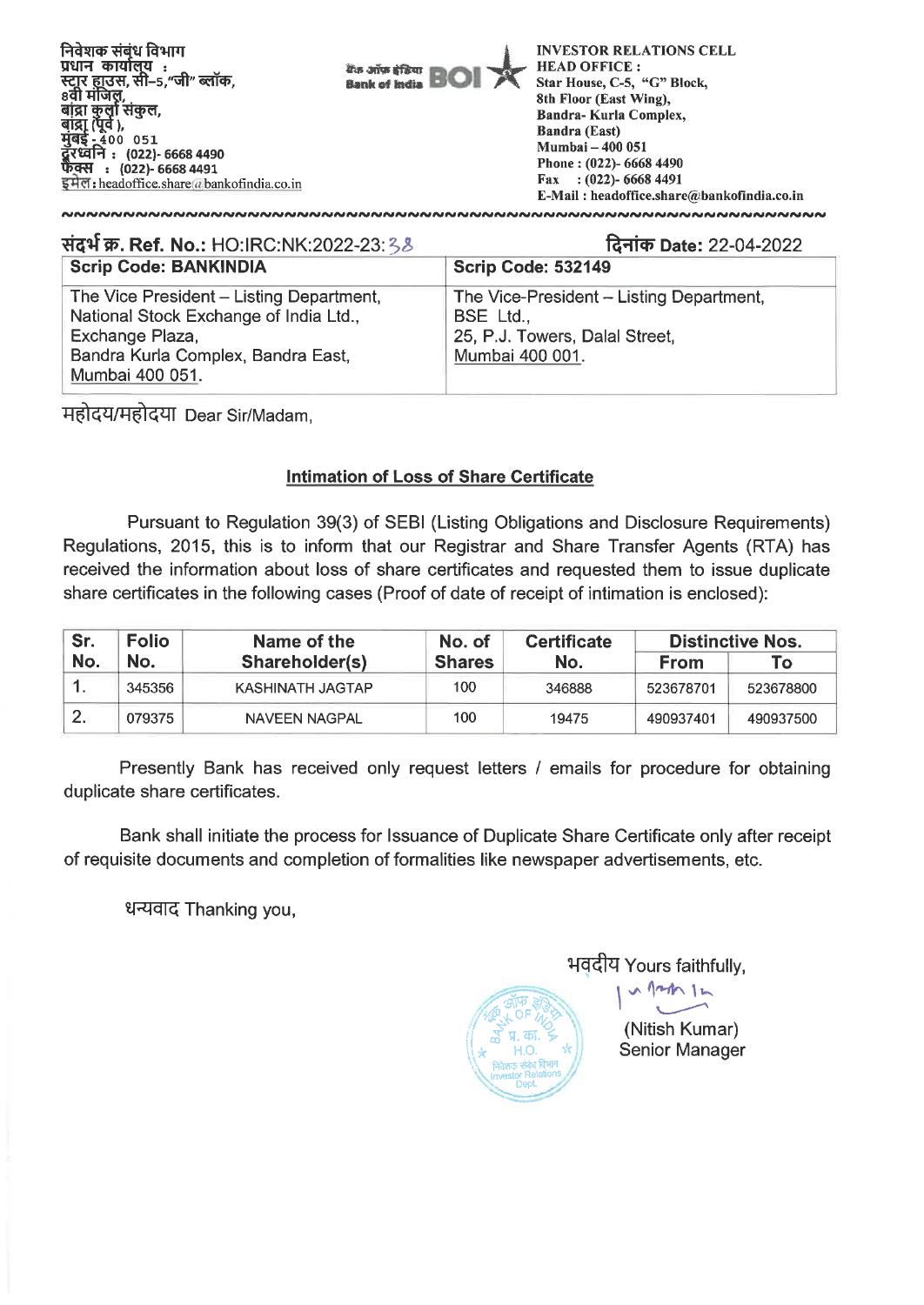निवेशक संबंध विभाग
प्रधान कार्यालय :
स्टार हाउस, सी-5,"जी" ब्लॉक,
8वी मंजिल,
बांद्रा कुर्ला संकुल,
बांद्रा (पूर्व ),
मुंबई - 400 051
दूरध्वनि : (022)- 6668 4490
फैक्स : (022)- 6668 4491
इमेल : headoffice.share@bankofindia.co.in

बैंक ऑफ़ इंडिया Bank of India BOI

INVESTOR RELATIONS CELL
HEAD OFFICE :
Star House, C-5, "G" Block,
8th Floor (East Wing),
Bandra- Kurla Complex,
Bandra (East)
Mumbai – 400 051
Phone : (022)- 6668 4490
Fax : (022)- 6668 4491
E-Mail : headoffice.share@bankofindia.co.in

संदर्भ क्र. Ref. No.: HO:IRC:NK:2022-23:38

दिनांक Date: 22-04-2022

| Scrip Code: BANKINDIA | Scrip Code: 532149 |
|---|---|
| The Vice President – Listing Department, National Stock Exchange of India Ltd., Exchange Plaza, Bandra Kurla Complex, Bandra East, Mumbai 400 051. | The Vice-President – Listing Department, BSE Ltd., 25, P.J. Towers, Dalal Street, Mumbai 400 001. |

महोदय/महोदया Dear Sir/Madam,

**Intimation of Loss of Share Certificate**

Pursuant to Regulation 39(3) of SEBI (Listing Obligations and Disclosure Requirements) Regulations, 2015, this is to inform that our Registrar and Share Transfer Agents (RTA) has received the information about loss of share certificates and requested them to issue duplicate share certificates in the following cases (Proof of date of receipt of intimation is enclosed):

| Sr. No. | Folio No. | Name of the Shareholder(s) | No. of Shares | Certificate No. | Distinctive Nos. | |
|---|---|---|---|---|---|---|
| | | | | | From | To |
| 1. | 345356 | KASHINATH JAGTAP | 100 | 346888 | 523678701 | 523678800 |
| 2. | 079375 | NAVEEN NAGPAL | 100 | 19475 | 490937401 | 490937500 |

Presently Bank has received only request letters / emails for procedure for obtaining duplicate share certificates.

Bank shall initiate the process for Issuance of Duplicate Share Certificate only after receipt of requisite documents and completion of formalities like newspaper advertisements, etc.

धन्यवाद Thanking you,

भवदीय Yours faithfully,

(Nitish Kumar)
Senior Manager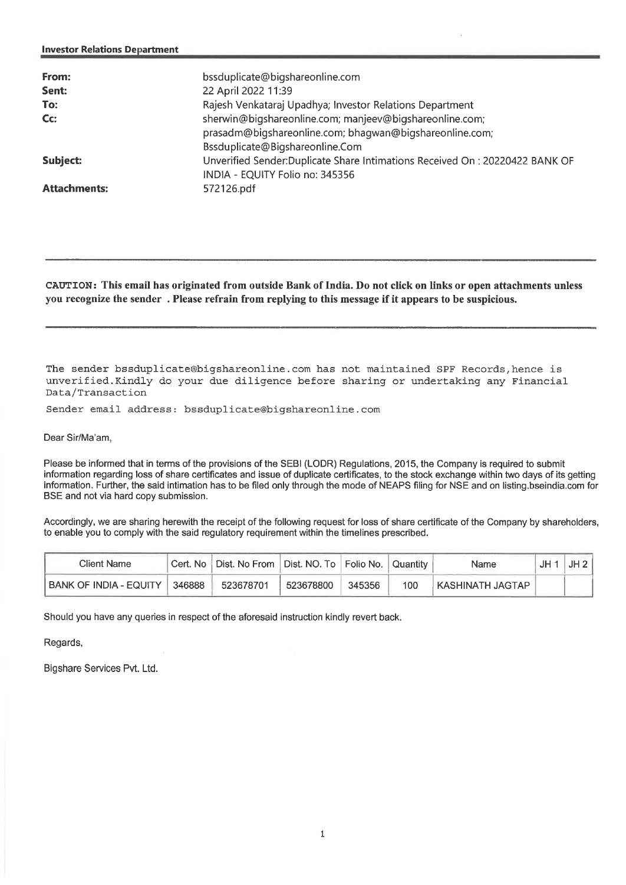**Investor Relations Department**

| | |
|---|---|
| **From:** | bssduplicate@bigshareonline.com |
| **Sent:** | 22 April 2022 11:39 |
| **To:** | Rajesh Venkataraj Upadhya; Investor Relations Department |
| **Cc:** | sherwin@bigshareonline.com; manjeev@bigshareonline.com; prasadm@bigshareonline.com; bhagwan@bigshareonline.com; Bssduplicate@Bigshareonline.Com |
| **Subject:** | Unverified Sender:Duplicate Share Intimations Received On : 20220422 BANK OF INDIA - EQUITY Folio no: 345356 |
| **Attachments:** | 572126.pdf |

---

**CAUTION: This email has originated from outside Bank of India. Do not click on links or open attachments unless you recognize the sender . Please refrain from replying to this message if it appears to be suspicious.**

---

The sender bssduplicate@bigshareonline.com has not maintained SPF Records,hence is unverified.Kindly do your due diligence before sharing or undertaking any Financial Data/Transaction

Sender email address: bssduplicate@bigshareonline.com

Dear Sir/Ma'am,

Please be informed that in terms of the provisions of the SEBI (LODR) Regulations, 2015, the Company is required to submit information regarding loss of share certificates and issue of duplicate certificates, to the stock exchange within two days of its getting information. Further, the said intimation has to be filed only through the mode of NEAPS filing for NSE and on listing.bseindia.com for BSE and not via hard copy submission.

Accordingly, we are sharing herewith the receipt of the following request for loss of share certificate of the Company by shareholders, to enable you to comply with the said regulatory requirement within the timelines prescribed.

| Client Name | Cert. No | Dist. No From | Dist. NO. To | Folio No. | Quantity | Name | JH 1 | JH 2 |
|---|---|---|---|---|---|---|---|---|
| BANK OF INDIA - EQUITY | 346888 | 523678701 | 523678800 | 345356 | 100 | KASHINATH JAGTAP | | |

Should you have any queries in respect of the aforesaid instruction kindly revert back.

Regards,

Bigshare Services Pvt. Ltd.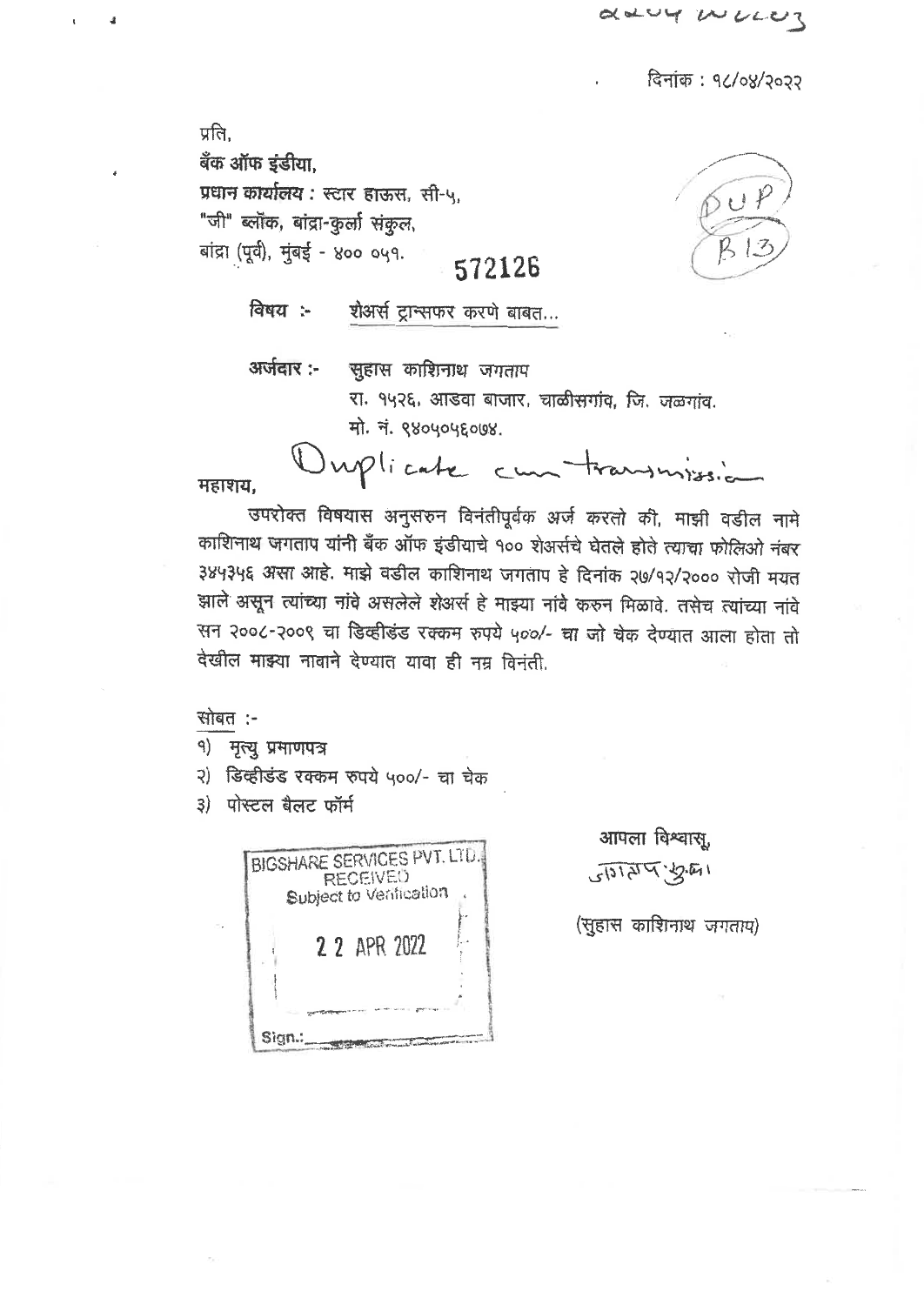दिनांक : १८/०४/२०२२

प्रति,
**बँक ऑफ इंडीया,**
**प्रधान कार्यालय :** स्टार हाऊस, सी-५,
"जी" ब्लॉक, बांद्रा-कुर्ला संकुल,
बांद्रा (पूर्व), मुंबई - ४०० ०५१.

572126

DUP B13

**विषय :-** शेअर्स ट्रान्सफर करणे बाबत...

**अर्जदार :-** सुहास काशिनाथ जगताप
रा. १५२६, आडवा बाजार, चाळीसगांव, जि. जळगांव.
मो. नं. ९४०५०५६०७४.

Duplicate cum transmission

महाशय,

उपरोक्त विषयास अनुसरुन विनंतीपूर्वक अर्ज करतो की, माझी वडील नामे काशिनाथ जगताप यांनी बँक ऑफ इंडीयाचे १०० शेअर्सचे घेतले होते त्याचा फोलिओ नंबर ३४५३५६ असा आहे. माझे वडील काशिनाथ जगताप हे दिनांक २७/१२/२००० रोजी मयत झाले असून त्यांच्या नांवे असलेले शेअर्स हे माझ्या नांवे करुन मिळावे. तसेच त्यांच्या नांवे सन २००८-२००९ चा डिव्हीडंड रक्कम रुपये ५००/- चा जो चेक देण्यात आला होता तो देखील माझ्या नावाने देण्यात यावा ही नम्र विनंती.

सोबत :-
१) मृत्यु प्रमाणपत्र
२) डिव्हीडंड रक्कम रुपये ५००/- चा चेक
३) पोस्टल बैलट फॉर्म

BIGSHARE SERVICES PVT. LTD.
RECEIVED
Subject to Verification
22 APR 2022
Sign.:

आपला विश्वासू,

जगताप सु.का.

(सुहास काशिनाथ जगताप)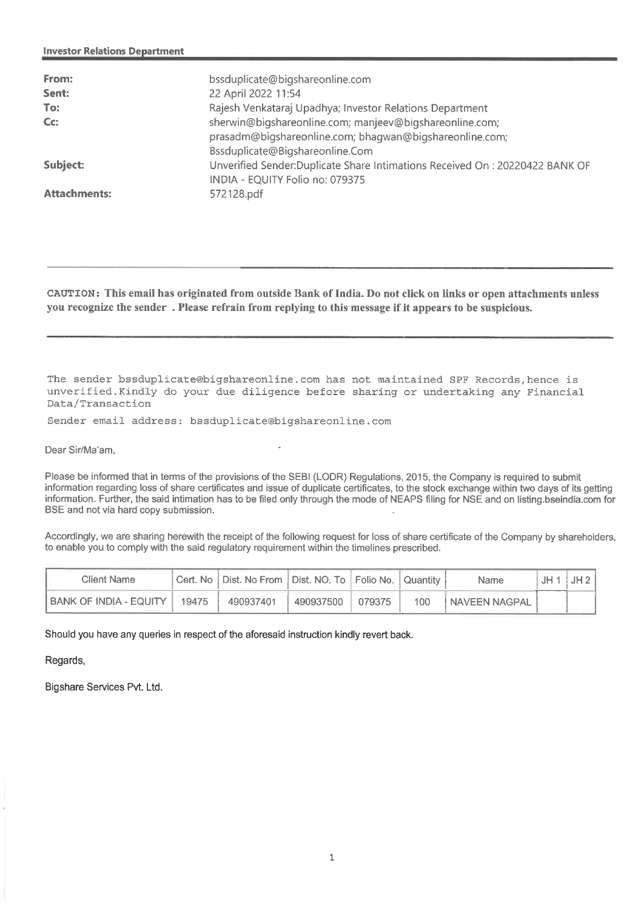**Investor Relations Department**

| | |
|---|---|
| **From:** | bssduplicate@bigshareonline.com |
| **Sent:** | 22 April 2022 11:54 |
| **To:** | Rajesh Venkataraj Upadhya; Investor Relations Department |
| **Cc:** | sherwin@bigshareonline.com; manjeev@bigshareonline.com; prasadm@bigshareonline.com; bhagwan@bigshareonline.com; Bssduplicate@Bigshareonline.Com |
| **Subject:** | Unverified Sender:Duplicate Share Intimations Received On : 20220422 BANK OF INDIA - EQUITY Folio no: 079375 |
| **Attachments:** | 572128.pdf |

---

**CAUTION: This email has originated from outside Bank of India. Do not click on links or open attachments unless you recognize the sender . Please refrain from replying to this message if it appears to be suspicious.**

---

The sender bssduplicate@bigshareonline.com has not maintained SPF Records,hence is unverified.Kindly do your due diligence before sharing or undertaking any Financial Data/Transaction

Sender email address: bssduplicate@bigshareonline.com

Dear Sir/Ma'am,

Please be informed that in terms of the provisions of the SEBI (LODR) Regulations, 2015, the Company is required to submit information regarding loss of share certificates and issue of duplicate certificates, to the stock exchange within two days of its getting information. Further, the said intimation has to be filed only through the mode of NEAPS filing for NSE and on listing.bseindia.com for BSE and not via hard copy submission.

Accordingly, we are sharing herewith the receipt of the following request for loss of share certificate of the Company by shareholders, to enable you to comply with the said regulatory requirement within the timelines prescribed.

| Client Name | Cert. No | Dist. No From | Dist. NO. To | Folio No. | Quantity | Name | JH 1 | JH 2 |
|---|---|---|---|---|---|---|---|---|
| BANK OF INDIA - EQUITY | 19475 | 490937401 | 490937500 | 079375 | 100 | NAVEEN NAGPAL | | |

Should you have any queries in respect of the aforesaid instruction kindly revert back.

Regards,

Bigshare Services Pvt. Ltd.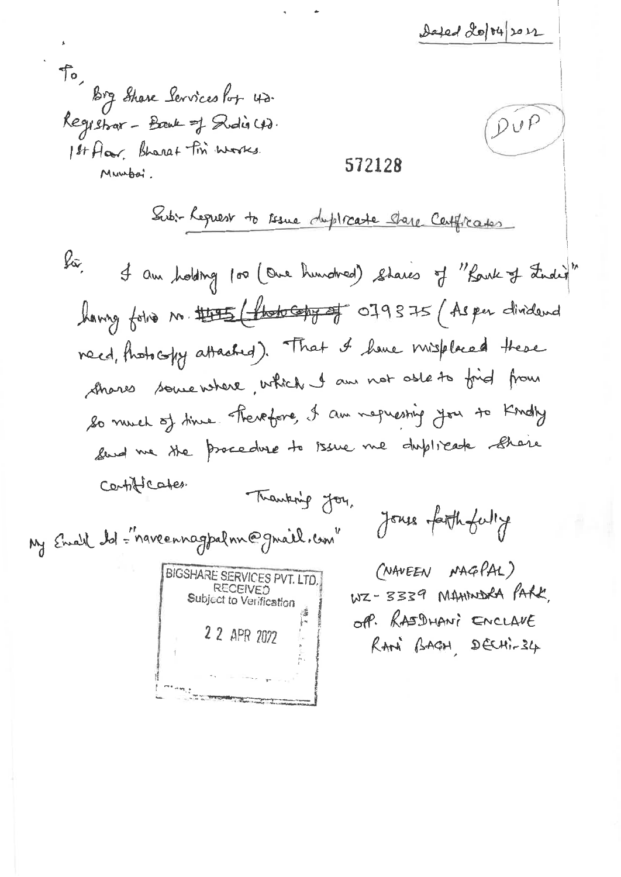Dated 20/04/2022

To,
Big Share Services Pvt Ltd.
Registrar - Bank of India Ltd.
1st Floor, Bharat Tin Works.
Mumbai.

DUP

572128

Sub:- Request to issue duplicate share Certificates

Sir,

I am holding 100 (One hundred) shares of "Bank of India" having folio No. ~~#495~~ (~~Photocopy of~~ 079375 (As per dividend recd, photocopy attached). That I have misplaced these shares somewhere, which I am not able to find from so much of time. Therefore, I am requesting you to kindly send me the procedure to issue me duplicate share certificates.

Thanking you,

Yours faithfully

My Email Id :- "naveennagpalnn@gmail.com"

BIGSHARE SERVICES PVT. LTD.
RECEIVED
Subject to Verification
22 APR 2022

(NAVEEN NAGPAL)
WZ-3339 MAHINDRA PARK,
OPP. RAJDHANI ENCLAVE
RANI BAGH, DELHI-34